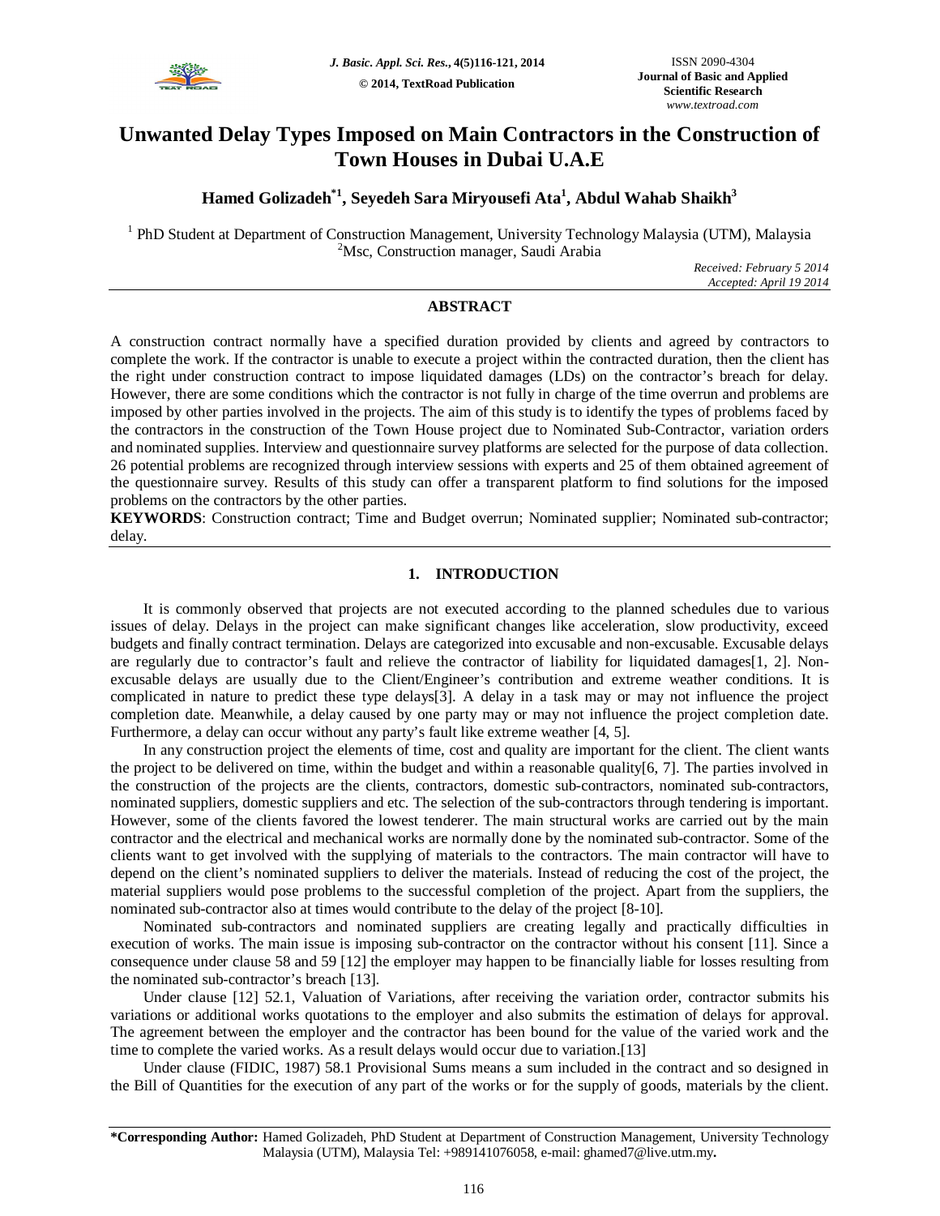# Unwanted Delay Types Imposed on Main Contractors in the Construction of Town Houses in Dubai U.A.E

**Hamed Golizadeh*[1], Seyedeh Sara Miryousefi Ata[1], Abdul Wahab Shaikh[3]**

[1] PhD Student at Department of Construction Management, University Technology Malaysia (UTM), Malaysia
[2]Msc, Construction manager, Saudi Arabia

*Received: February 5 2014*
*Accepted: April 19 2014*

## ABSTRACT

A construction contract normally have a specified duration provided by clients and agreed by contractors to complete the work. If the contractor is unable to execute a project within the contracted duration, then the client has the right under construction contract to impose liquidated damages (LDs) on the contractor's breach for delay. However, there are some conditions which the contractor is not fully in charge of the time overrun and problems are imposed by other parties involved in the projects. The aim of this study is to identify the types of problems faced by the contractors in the construction of the Town House project due to Nominated Sub-Contractor, variation orders and nominated supplies. Interview and questionnaire survey platforms are selected for the purpose of data collection. 26 potential problems are recognized through interview sessions with experts and 25 of them obtained agreement of the questionnaire survey. Results of this study can offer a transparent platform to find solutions for the imposed problems on the contractors by the other parties.

**KEYWORDS**: Construction contract; Time and Budget overrun; Nominated supplier; Nominated sub-contractor; delay.

## 1. INTRODUCTION

It is commonly observed that projects are not executed according to the planned schedules due to various issues of delay. Delays in the project can make significant changes like acceleration, slow productivity, exceed budgets and finally contract termination. Delays are categorized into excusable and non-excusable. Excusable delays are regularly due to contractor's fault and relieve the contractor of liability for liquidated damages[1, 2]. Non-excusable delays are usually due to the Client/Engineer's contribution and extreme weather conditions. It is complicated in nature to predict these type delays[3]. A delay in a task may or may not influence the project completion date. Meanwhile, a delay caused by one party may or may not influence the project completion date. Furthermore, a delay can occur without any party's fault like extreme weather [4, 5].

In any construction project the elements of time, cost and quality are important for the client. The client wants the project to be delivered on time, within the budget and within a reasonable quality[6, 7]. The parties involved in the construction of the projects are the clients, contractors, domestic sub-contractors, nominated sub-contractors, nominated suppliers, domestic suppliers and etc. The selection of the sub-contractors through tendering is important. However, some of the clients favored the lowest tenderer. The main structural works are carried out by the main contractor and the electrical and mechanical works are normally done by the nominated sub-contractor. Some of the clients want to get involved with the supplying of materials to the contractors. The main contractor will have to depend on the client's nominated suppliers to deliver the materials. Instead of reducing the cost of the project, the material suppliers would pose problems to the successful completion of the project. Apart from the suppliers, the nominated sub-contractor also at times would contribute to the delay of the project [8-10].

Nominated sub-contractors and nominated suppliers are creating legally and practically difficulties in execution of works. The main issue is imposing sub-contractor on the contractor without his consent [11]. Since a consequence under clause 58 and 59 [12] the employer may happen to be financially liable for losses resulting from the nominated sub-contractor's breach [13].

Under clause [12] 52.1, Valuation of Variations, after receiving the variation order, contractor submits his variations or additional works quotations to the employer and also submits the estimation of delays for approval. The agreement between the employer and the contractor has been bound for the value of the varied work and the time to complete the varied works. As a result delays would occur due to variation.[13]

Under clause (FIDIC, 1987) 58.1 Provisional Sums means a sum included in the contract and so designed in the Bill of Quantities for the execution of any part of the works or for the supply of goods, materials by the client.

**\*Corresponding Author:** Hamed Golizadeh, PhD Student at Department of Construction Management, University Technology Malaysia (UTM), Malaysia Tel: +989141076058, e-mail: ghamed7@live.utm.my**.**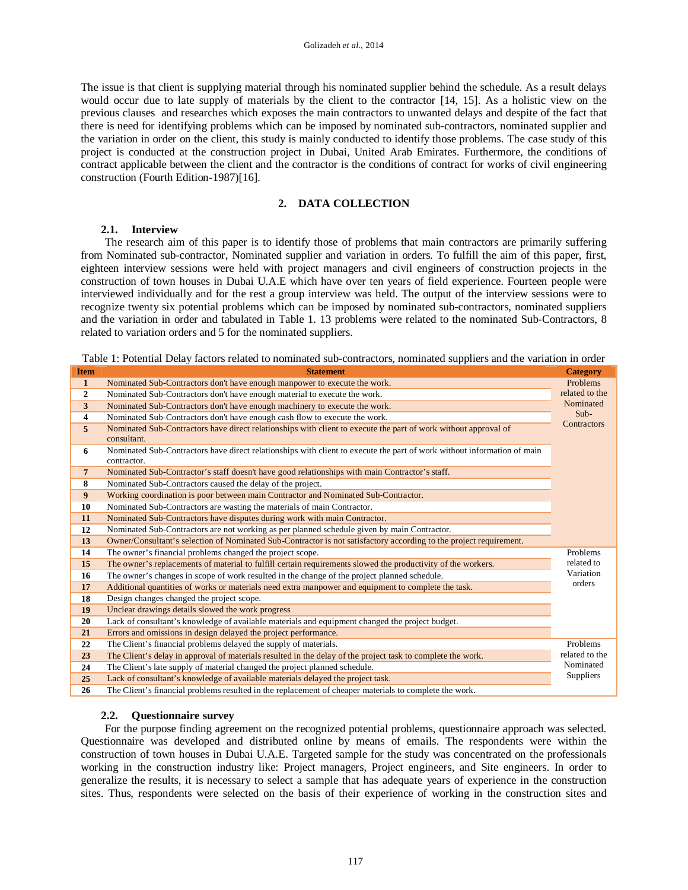The issue is that client is supplying material through his nominated supplier behind the schedule. As a result delays would occur due to late supply of materials by the client to the contractor [14, 15]. As a holistic view on the previous clauses and researches which exposes the main contractors to unwanted delays and despite of the fact that there is need for identifying problems which can be imposed by nominated sub-contractors, nominated supplier and the variation in order on the client, this study is mainly conducted to identify those problems. The case study of this project is conducted at the construction project in Dubai, United Arab Emirates. Furthermore, the conditions of contract applicable between the client and the contractor is the conditions of contract for works of civil engineering construction (Fourth Edition-1987)[16].

## 2. DATA COLLECTION

### 2.1. Interview

The research aim of this paper is to identify those of problems that main contractors are primarily suffering from Nominated sub-contractor, Nominated supplier and variation in orders. To fulfill the aim of this paper, first, eighteen interview sessions were held with project managers and civil engineers of construction projects in the construction of town houses in Dubai U.A.E which have over ten years of field experience. Fourteen people were interviewed individually and for the rest a group interview was held. The output of the interview sessions were to recognize twenty six potential problems which can be imposed by nominated sub-contractors, nominated suppliers and the variation in order and tabulated in Table 1. 13 problems were related to the nominated Sub-Contractors, 8 related to variation orders and 5 for the nominated suppliers.

Table 1: Potential Delay factors related to nominated sub-contractors, nominated suppliers and the variation in order

| Item | Statement | Category |
|---|---|---|
| 1 | Nominated Sub-Contractors don't have enough manpower to execute the work. | Problems related to the Nominated Sub-Contractors |
| 2 | Nominated Sub-Contractors don't have enough material to execute the work. | |
| 3 | Nominated Sub-Contractors don't have enough machinery to execute the work. | |
| 4 | Nominated Sub-Contractors don't have enough cash flow to execute the work. | |
| 5 | Nominated Sub-Contractors have direct relationships with client to execute the part of work without approval of consultant. | |
| 6 | Nominated Sub-Contractors have direct relationships with client to execute the part of work without information of main contractor. | |
| 7 | Nominated Sub-Contractor's staff doesn't have good relationships with main Contractor's staff. | |
| 8 | Nominated Sub-Contractors caused the delay of the project. | |
| 9 | Working coordination is poor between main Contractor and Nominated Sub-Contractor. | |
| 10 | Nominated Sub-Contractors are wasting the materials of main Contractor. | |
| 11 | Nominated Sub-Contractors have disputes during work with main Contractor. | |
| 12 | Nominated Sub-Contractors are not working as per planned schedule given by main Contractor. | |
| 13 | Owner/Consultant's selection of Nominated Sub-Contractor is not satisfactory according to the project requirement. | |
| 14 | The owner's financial problems changed the project scope. | Problems related to Variation orders |
| 15 | The owner's replacements of material to fulfill certain requirements slowed the productivity of the workers. | |
| 16 | The owner's changes in scope of work resulted in the change of the project planned schedule. | |
| 17 | Additional quantities of works or materials need extra manpower and equipment to complete the task. | |
| 18 | Design changes changed the project scope. | |
| 19 | Unclear drawings details slowed the work progress | |
| 20 | Lack of consultant's knowledge of available materials and equipment changed the project budget. | |
| 21 | Errors and omissions in design delayed the project performance. | |
| 22 | The Client's financial problems delayed the supply of materials. | Problems related to the Nominated Suppliers |
| 23 | The Client's delay in approval of materials resulted in the delay of the project task to complete the work. | |
| 24 | The Client's late supply of material changed the project planned schedule. | |
| 25 | Lack of consultant's knowledge of available materials delayed the project task. | |
| 26 | The Client's financial problems resulted in the replacement of cheaper materials to complete the work. | |

### 2.2. Questionnaire survey

For the purpose finding agreement on the recognized potential problems, questionnaire approach was selected. Questionnaire was developed and distributed online by means of emails. The respondents were within the construction of town houses in Dubai U.A.E. Targeted sample for the study was concentrated on the professionals working in the construction industry like: Project managers, Project engineers, and Site engineers. In order to generalize the results, it is necessary to select a sample that has adequate years of experience in the construction sites. Thus, respondents were selected on the basis of their experience of working in the construction sites and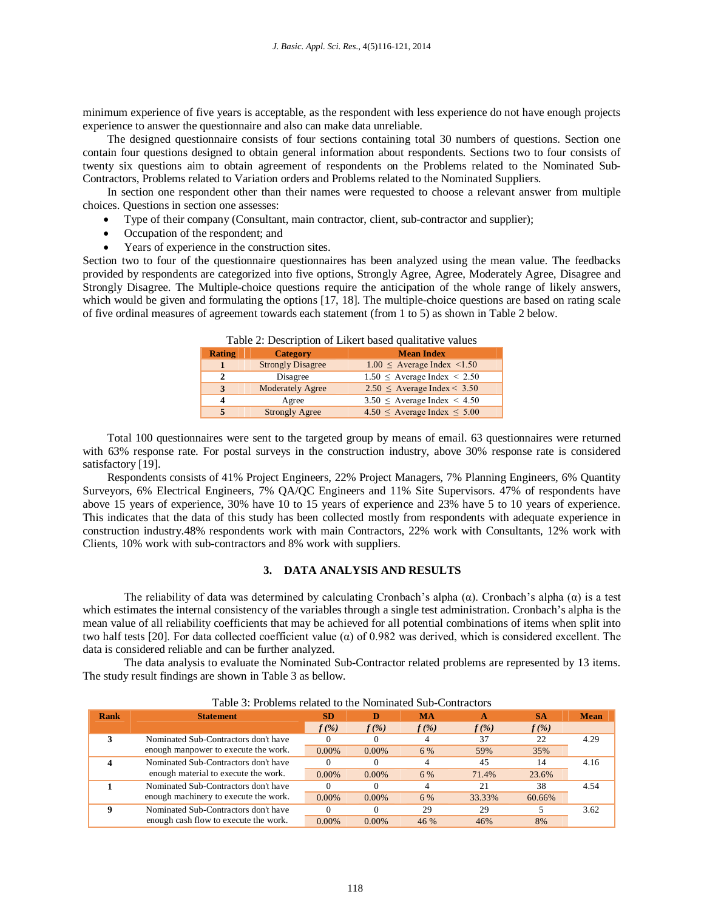minimum experience of five years is acceptable, as the respondent with less experience do not have enough projects experience to answer the questionnaire and also can make data unreliable.

The designed questionnaire consists of four sections containing total 30 numbers of questions. Section one contain four questions designed to obtain general information about respondents. Sections two to four consists of twenty six questions aim to obtain agreement of respondents on the Problems related to the Nominated Sub-Contractors, Problems related to Variation orders and Problems related to the Nominated Suppliers.

In section one respondent other than their names were requested to choose a relevant answer from multiple choices. Questions in section one assesses:

- Type of their company (Consultant, main contractor, client, sub-contractor and supplier);
- Occupation of the respondent; and
- Years of experience in the construction sites.

Section two to four of the questionnaire questionnaires has been analyzed using the mean value. The feedbacks provided by respondents are categorized into five options, Strongly Agree, Agree, Moderately Agree, Disagree and Strongly Disagree. The Multiple-choice questions require the anticipation of the whole range of likely answers, which would be given and formulating the options [17, 18]. The multiple-choice questions are based on rating scale of five ordinal measures of agreement towards each statement (from 1 to 5) as shown in Table 2 below.

Table 2: Description of Likert based qualitative values

| Rating | Category | Mean Index |
|---|---|---|
| 1 | Strongly Disagree | $1.00 \leq$ Average Index $<1.50$ |
| 2 | Disagree | $1.50 \leq$ Average Index $< 2.50$ |
| 3 | Moderately Agree | $2.50 \leq$ Average Index $< 3.50$ |
| 4 | Agree | $3.50 \leq$ Average Index $< 4.50$ |
| 5 | Strongly Agree | $4.50 \leq$ Average Index $\leq 5.00$ |

Total 100 questionnaires were sent to the targeted group by means of email. 63 questionnaires were returned with 63% response rate. For postal surveys in the construction industry, above 30% response rate is considered satisfactory [19].

Respondents consists of 41% Project Engineers, 22% Project Managers, 7% Planning Engineers, 6% Quantity Surveyors, 6% Electrical Engineers, 7% QA/QC Engineers and 11% Site Supervisors. 47% of respondents have above 15 years of experience, 30% have 10 to 15 years of experience and 23% have 5 to 10 years of experience. This indicates that the data of this study has been collected mostly from respondents with adequate experience in construction industry.48% respondents work with main Contractors, 22% work with Consultants, 12% work with Clients, 10% work with sub-contractors and 8% work with suppliers.

## 3. DATA ANALYSIS AND RESULTS

The reliability of data was determined by calculating Cronbach's alpha (α). Cronbach's alpha (α) is a test which estimates the internal consistency of the variables through a single test administration. Cronbach's alpha is the mean value of all reliability coefficients that may be achieved for all potential combinations of items when split into two half tests [20]. For data collected coefficient value (α) of 0.982 was derived, which is considered excellent. The data is considered reliable and can be further analyzed.

The data analysis to evaluate the Nominated Sub-Contractor related problems are represented by 13 items. The study result findings are shown in Table 3 as bellow.

Table 3: Problems related to the Nominated Sub-Contractors

| Rank | Statement | SD | D | MA | A | SA | Mean |
|---|---|---|---|---|---|---|---|
| | | *f (%)* | *f (%)* | *f (%)* | *f (%)* | *f (%)* | |
| 3 | Nominated Sub-Contractors don't have enough manpower to execute the work. | 0 | 0 | 4 | 37 | 22 | 4.29 |
| | | 0.00% | 0.00% | 6 % | 59% | 35% | |
| 4 | Nominated Sub-Contractors don't have enough material to execute the work. | 0 | 0 | 4 | 45 | 14 | 4.16 |
| | | 0.00% | 0.00% | 6 % | 71.4% | 23.6% | |
| 1 | Nominated Sub-Contractors don't have enough machinery to execute the work. | 0 | 0 | 4 | 21 | 38 | 4.54 |
| | | 0.00% | 0.00% | 6 % | 33.33% | 60.66% | |
| 9 | Nominated Sub-Contractors don't have enough cash flow to execute the work. | 0 | 0 | 29 | 29 | 5 | 3.62 |
| | | 0.00% | 0.00% | 46 % | 46% | 8% | |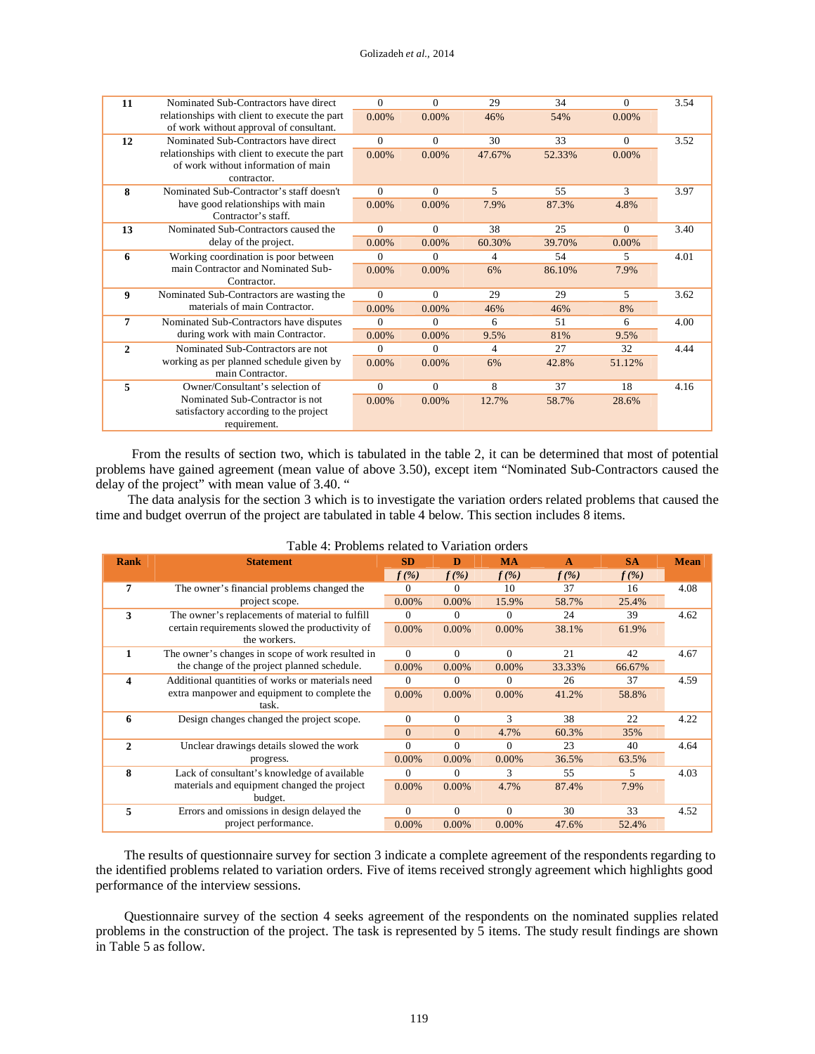| | | | | | | | |
|---|---|---|---|---|---|---|---|
| **11** | Nominated Sub-Contractors have direct relationships with client to execute the part of work without approval of consultant. | 0<br>0.00% | 0<br>0.00% | 29<br>46% | 34<br>54% | 0<br>0.00% | 3.54 |
| **12** | Nominated Sub-Contractors have direct relationships with client to execute the part of work without information of main contractor. | 0<br>0.00% | 0<br>0.00% | 30<br>47.67% | 33<br>52.33% | 0<br>0.00% | 3.52 |
| **8** | Nominated Sub-Contractor's staff doesn't have good relationships with main Contractor's staff. | 0<br>0.00% | 0<br>0.00% | 5<br>7.9% | 55<br>87.3% | 3<br>4.8% | 3.97 |
| **13** | Nominated Sub-Contractors caused the delay of the project. | 0<br>0.00% | 0<br>0.00% | 38<br>60.30% | 25<br>39.70% | 0<br>0.00% | 3.40 |
| **6** | Working coordination is poor between main Contractor and Nominated Sub-Contractor. | 0<br>0.00% | 0<br>0.00% | 4<br>6% | 54<br>86.10% | 5<br>7.9% | 4.01 |
| **9** | Nominated Sub-Contractors are wasting the materials of main Contractor. | 0<br>0.00% | 0<br>0.00% | 29<br>46% | 29<br>46% | 5<br>8% | 3.62 |
| **7** | Nominated Sub-Contractors have disputes during work with main Contractor. | 0<br>0.00% | 0<br>0.00% | 6<br>9.5% | 51<br>81% | 6<br>9.5% | 4.00 |
| **2** | Nominated Sub-Contractors are not working as per planned schedule given by main Contractor. | 0<br>0.00% | 0<br>0.00% | 4<br>6% | 27<br>42.8% | 32<br>51.12% | 4.44 |
| **5** | Owner/Consultant's selection of Nominated Sub-Contractor is not satisfactory according to the project requirement. | 0<br>0.00% | 0<br>0.00% | 8<br>12.7% | 37<br>58.7% | 18<br>28.6% | 4.16 |

From the results of section two, which is tabulated in the table 2, it can be determined that most of potential problems have gained agreement (mean value of above 3.50), except item "Nominated Sub-Contractors caused the delay of the project" with mean value of 3.40. "

The data analysis for the section 3 which is to investigate the variation orders related problems that caused the time and budget overrun of the project are tabulated in table 4 below. This section includes 8 items.

Table 4: Problems related to Variation orders

| Rank | Statement | SD | D | MA | A | SA | Mean |
|---|---|---|---|---|---|---|---|
| | | *f (%)* | *f (%)* | *f (%)* | *f (%)* | *f (%)* | |
| **7** | The owner's financial problems changed the project scope. | 0<br>0.00% | 0<br>0.00% | 10<br>15.9% | 37<br>58.7% | 16<br>25.4% | 4.08 |
| **3** | The owner's replacements of material to fulfill certain requirements slowed the productivity of the workers. | 0<br>0.00% | 0<br>0.00% | 0<br>0.00% | 24<br>38.1% | 39<br>61.9% | 4.62 |
| **1** | The owner's changes in scope of work resulted in the change of the project planned schedule. | 0<br>0.00% | 0<br>0.00% | 0<br>0.00% | 21<br>33.33% | 42<br>66.67% | 4.67 |
| **4** | Additional quantities of works or materials need extra manpower and equipment to complete the task. | 0<br>0.00% | 0<br>0.00% | 0<br>0.00% | 26<br>41.2% | 37<br>58.8% | 4.59 |
| **6** | Design changes changed the project scope. | 0<br>0 | 0<br>0 | 3<br>4.7% | 38<br>60.3% | 22<br>35% | 4.22 |
| **2** | Unclear drawings details slowed the work progress. | 0<br>0.00% | 0<br>0.00% | 0<br>0.00% | 23<br>36.5% | 40<br>63.5% | 4.64 |
| **8** | Lack of consultant's knowledge of available materials and equipment changed the project budget. | 0<br>0.00% | 0<br>0.00% | 3<br>4.7% | 55<br>87.4% | 5<br>7.9% | 4.03 |
| **5** | Errors and omissions in design delayed the project performance. | 0<br>0.00% | 0<br>0.00% | 0<br>0.00% | 30<br>47.6% | 33<br>52.4% | 4.52 |

The results of questionnaire survey for section 3 indicate a complete agreement of the respondents regarding to the identified problems related to variation orders. Five of items received strongly agreement which highlights good performance of the interview sessions.

Questionnaire survey of the section 4 seeks agreement of the respondents on the nominated supplies related problems in the construction of the project. The task is represented by 5 items. The study result findings are shown in Table 5 as follow.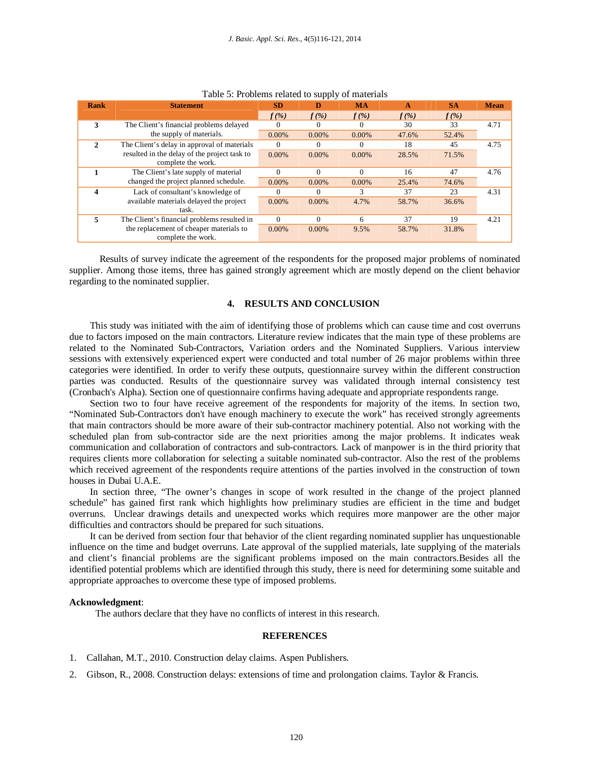Table 5: Problems related to supply of materials

| Rank | Statement | SD | D | MA | A | SA | Mean |
|---|---|---|---|---|---|---|---|
| | | *f (%)* | *f (%)* | *f (%)* | *f (%)* | *f (%)* | |
| 3 | The Client's financial problems delayed the supply of materials. | 0<br>0.00% | 0<br>0.00% | 0<br>0.00% | 30<br>47.6% | 33<br>52.4% | 4.71 |
| 2 | The Client's delay in approval of materials resulted in the delay of the project task to complete the work. | 0<br>0.00% | 0<br>0.00% | 0<br>0.00% | 18<br>28.5% | 45<br>71.5% | 4.75 |
| 1 | The Client's late supply of material changed the project planned schedule. | 0<br>0.00% | 0<br>0.00% | 0<br>0.00% | 16<br>25.4% | 47<br>74.6% | 4.76 |
| 4 | Lack of consultant's knowledge of available materials delayed the project task. | 0<br>0.00% | 0<br>0.00% | 3<br>4.7% | 37<br>58.7% | 23<br>36.6% | 4.31 |
| 5 | The Client's financial problems resulted in the replacement of cheaper materials to complete the work. | 0<br>0.00% | 0<br>0.00% | 6<br>9.5% | 37<br>58.7% | 19<br>31.8% | 4.21 |

Results of survey indicate the agreement of the respondents for the proposed major problems of nominated supplier. Among those items, three has gained strongly agreement which are mostly depend on the client behavior regarding to the nominated supplier.

## 4. RESULTS AND CONCLUSION

This study was initiated with the aim of identifying those of problems which can cause time and cost overruns due to factors imposed on the main contractors. Literature review indicates that the main type of these problems are related to the Nominated Sub-Contractors, Variation orders and the Nominated Suppliers. Various interview sessions with extensively experienced expert were conducted and total number of 26 major problems within three categories were identified. In order to verify these outputs, questionnaire survey within the different construction parties was conducted. Results of the questionnaire survey was validated through internal consistency test (Cronbach's Alpha). Section one of questionnaire confirms having adequate and appropriate respondents range.

Section two to four have receive agreement of the respondents for majority of the items. In section two, "Nominated Sub-Contractors don't have enough machinery to execute the work" has received strongly agreements that main contractors should be more aware of their sub-contractor machinery potential. Also not working with the scheduled plan from sub-contractor side are the next priorities among the major problems. It indicates weak communication and collaboration of contractors and sub-contractors. Lack of manpower is in the third priority that requires clients more collaboration for selecting a suitable nominated sub-contractor. Also the rest of the problems which received agreement of the respondents require attentions of the parties involved in the construction of town houses in Dubai U.A.E.

In section three, "The owner's changes in scope of work resulted in the change of the project planned schedule" has gained first rank which highlights how preliminary studies are efficient in the time and budget overruns. Unclear drawings details and unexpected works which requires more manpower are the other major difficulties and contractors should be prepared for such situations.

It can be derived from section four that behavior of the client regarding nominated supplier has unquestionable influence on the time and budget overruns. Late approval of the supplied materials, late supplying of the materials and client's financial problems are the significant problems imposed on the main contractors.Besides all the identified potential problems which are identified through this study, there is need for determining some suitable and appropriate approaches to overcome these type of imposed problems.

**Acknowledgment**:

The authors declare that they have no conflicts of interest in this research.

## REFERENCES

1. Callahan, M.T., 2010. Construction delay claims. Aspen Publishers.
2. Gibson, R., 2008. Construction delays: extensions of time and prolongation claims. Taylor & Francis.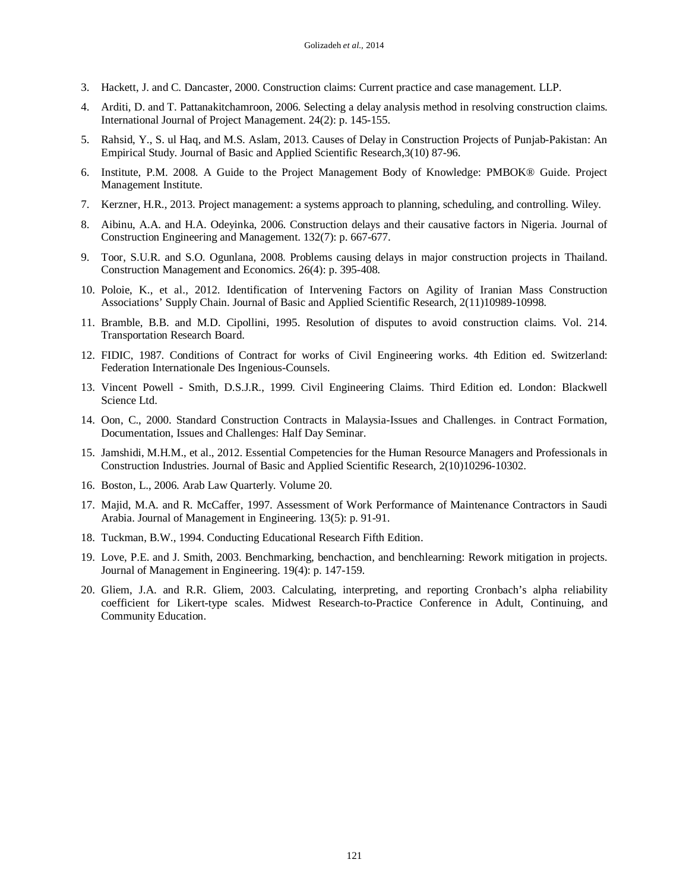3. Hackett, J. and C. Dancaster, 2000. Construction claims: Current practice and case management. LLP.
4. Arditi, D. and T. Pattanakitchamroon, 2006. Selecting a delay analysis method in resolving construction claims. International Journal of Project Management. 24(2): p. 145-155.
5. Rahsid, Y., S. ul Haq, and M.S. Aslam, 2013. Causes of Delay in Construction Projects of Punjab-Pakistan: An Empirical Study. Journal of Basic and Applied Scientific Research,3(10) 87-96.
6. Institute, P.M. 2008. A Guide to the Project Management Body of Knowledge: PMBOK® Guide. Project Management Institute.
7. Kerzner, H.R., 2013. Project management: a systems approach to planning, scheduling, and controlling. Wiley.
8. Aibinu, A.A. and H.A. Odeyinka, 2006. Construction delays and their causative factors in Nigeria. Journal of Construction Engineering and Management. 132(7): p. 667-677.
9. Toor, S.U.R. and S.O. Ogunlana, 2008. Problems causing delays in major construction projects in Thailand. Construction Management and Economics. 26(4): p. 395-408.
10. Poloie, K., et al., 2012. Identification of Intervening Factors on Agility of Iranian Mass Construction Associations' Supply Chain. Journal of Basic and Applied Scientific Research, 2(11)10989-10998.
11. Bramble, B.B. and M.D. Cipollini, 1995. Resolution of disputes to avoid construction claims. Vol. 214. Transportation Research Board.
12. FIDIC, 1987. Conditions of Contract for works of Civil Engineering works. 4th Edition ed. Switzerland: Federation Internationale Des Ingenious-Counsels.
13. Vincent Powell - Smith, D.S.J.R., 1999. Civil Engineering Claims. Third Edition ed. London: Blackwell Science Ltd.
14. Oon, C., 2000. Standard Construction Contracts in Malaysia-Issues and Challenges. in Contract Formation, Documentation, Issues and Challenges: Half Day Seminar.
15. Jamshidi, M.H.M., et al., 2012. Essential Competencies for the Human Resource Managers and Professionals in Construction Industries. Journal of Basic and Applied Scientific Research, 2(10)10296-10302.
16. Boston, L., 2006. Arab Law Quarterly. Volume 20.
17. Majid, M.A. and R. McCaffer, 1997. Assessment of Work Performance of Maintenance Contractors in Saudi Arabia. Journal of Management in Engineering. 13(5): p. 91-91.
18. Tuckman, B.W., 1994. Conducting Educational Research Fifth Edition.
19. Love, P.E. and J. Smith, 2003. Benchmarking, benchaction, and benchlearning: Rework mitigation in projects. Journal of Management in Engineering. 19(4): p. 147-159.
20. Gliem, J.A. and R.R. Gliem, 2003. Calculating, interpreting, and reporting Cronbach's alpha reliability coefficient for Likert-type scales. Midwest Research-to-Practice Conference in Adult, Continuing, and Community Education.